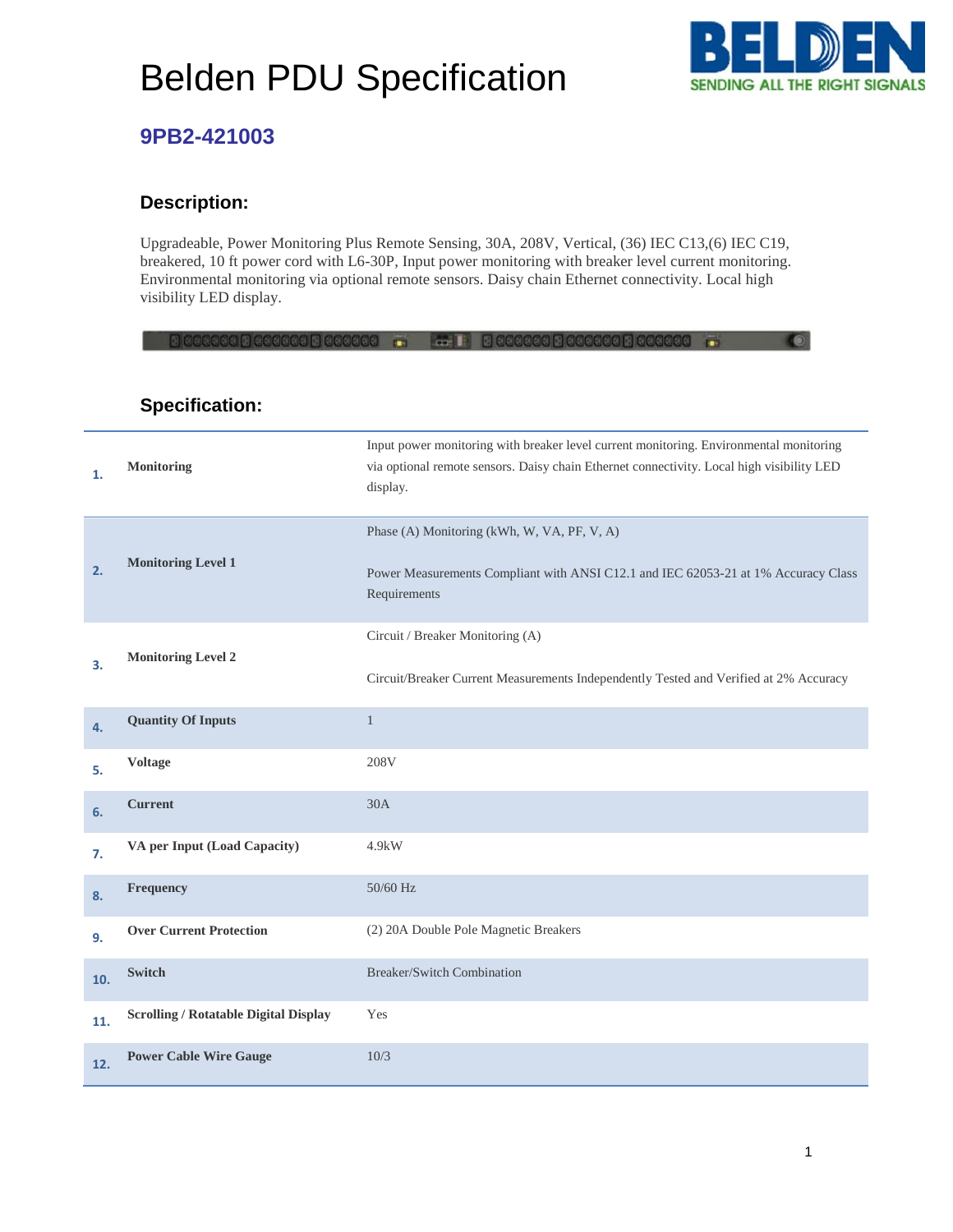# Belden PDU Specification

## 9PB2-421003

### Description:

Upgradeable, Power Monitoring Plus Remote Sensing, 30A, 208V, Vertical, (36) IEC C13,(6) IEC C19, breakered, 10 ft power cord with L6-30P, Input power monitoring with breaker level current monitoring. Environmental monitoring via optional remote sensors. Daisy chain Ethernet connectivity. Local high visibility LED display.

### Specification:

| # | Item | Value |
|---|---|---|
| 1. | **Monitoring** | Input power monitoring with breaker level current monitoring. Environmental monitoring via optional remote sensors. Daisy chain Ethernet connectivity. Local high visibility LED display. |
| 2. | **Monitoring Level 1** | Phase (A) Monitoring (kWh, W, VA, PF, V, A)<br><br>Power Measurements Compliant with ANSI C12.1 and IEC 62053-21 at 1% Accuracy Class Requirements |
| 3. | **Monitoring Level 2** | Circuit / Breaker Monitoring (A)<br><br>Circuit/Breaker Current Measurements Independently Tested and Verified at 2% Accuracy |
| 4. | **Quantity Of Inputs** | 1 |
| 5. | **Voltage** | 208V |
| 6. | **Current** | 30A |
| 7. | **VA per Input (Load Capacity)** | 4.9kW |
| 8. | **Frequency** | 50/60 Hz |
| 9. | **Over Current Protection** | (2) 20A Double Pole Magnetic Breakers |
| 10. | **Switch** | Breaker/Switch Combination |
| 11. | **Scrolling / Rotatable Digital Display** | Yes |
| 12. | **Power Cable Wire Gauge** | 10/3 |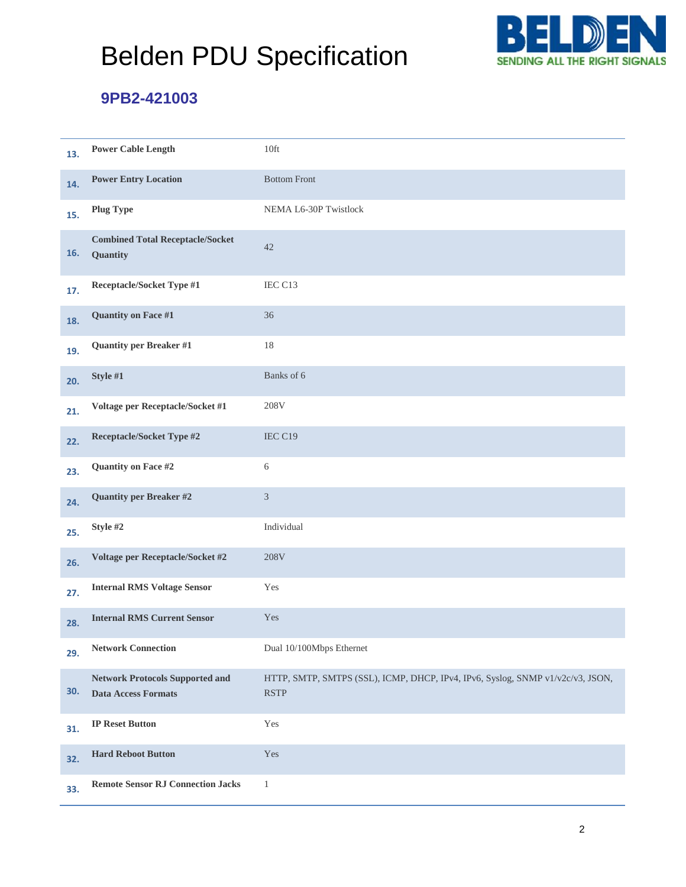# Belden PDU Specification

## 9PB2-421003

| | | |
|---|---|---|
| 13. | **Power Cable Length** | 10ft |
| 14. | **Power Entry Location** | Bottom Front |
| 15. | **Plug Type** | NEMA L6-30P Twistlock |
| 16. | **Combined Total Receptacle/Socket Quantity** | 42 |
| 17. | **Receptacle/Socket Type #1** | IEC C13 |
| 18. | **Quantity on Face #1** | 36 |
| 19. | **Quantity per Breaker #1** | 18 |
| 20. | **Style #1** | Banks of 6 |
| 21. | **Voltage per Receptacle/Socket #1** | 208V |
| 22. | **Receptacle/Socket Type #2** | IEC C19 |
| 23. | **Quantity on Face #2** | 6 |
| 24. | **Quantity per Breaker #2** | 3 |
| 25. | **Style #2** | Individual |
| 26. | **Voltage per Receptacle/Socket #2** | 208V |
| 27. | **Internal RMS Voltage Sensor** | Yes |
| 28. | **Internal RMS Current Sensor** | Yes |
| 29. | **Network Connection** | Dual 10/100Mbps Ethernet |
| 30. | **Network Protocols Supported and Data Access Formats** | HTTP, SMTP, SMTPS (SSL), ICMP, DHCP, IPv4, IPv6, Syslog, SNMP v1/v2c/v3, JSON, RSTP |
| 31. | **IP Reset Button** | Yes |
| 32. | **Hard Reboot Button** | Yes |
| 33. | **Remote Sensor RJ Connection Jacks** | 1 |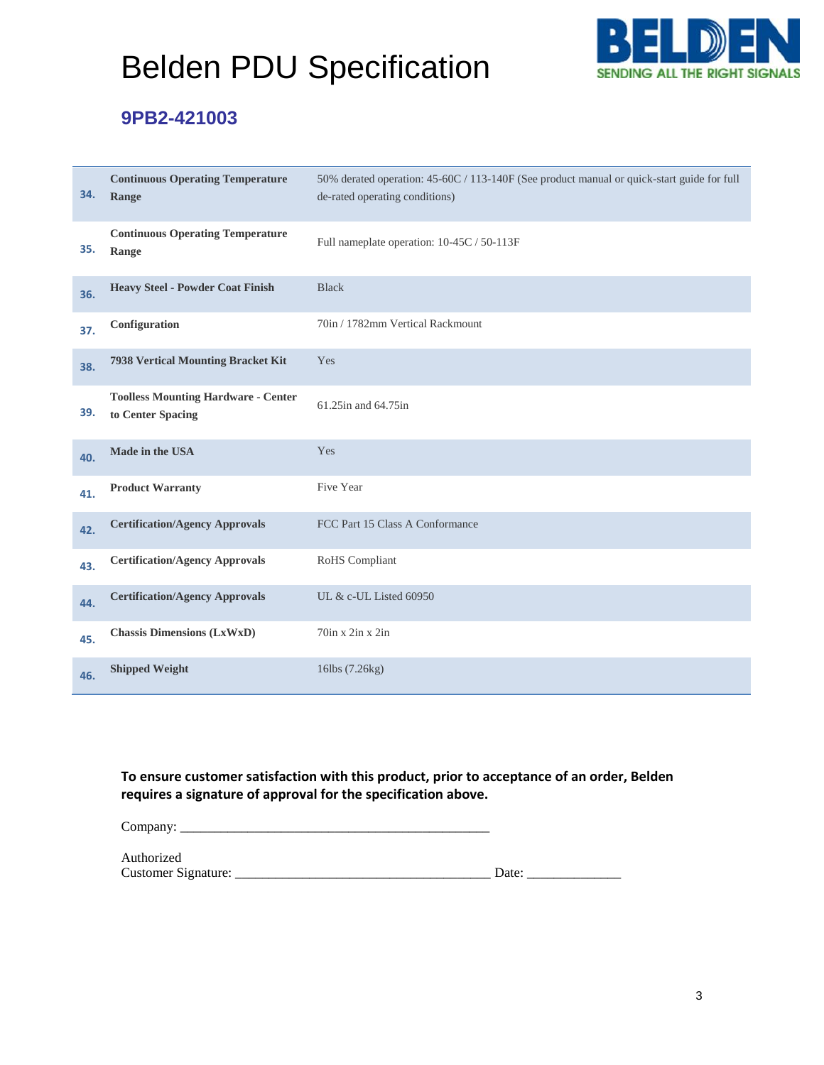# Belden PDU Specification

## 9PB2-421003

| | | |
|---|---|---|
| 34. | **Continuous Operating Temperature Range** | 50% derated operation: 45-60C / 113-140F (See product manual or quick-start guide for full de-rated operating conditions) |
| 35. | **Continuous Operating Temperature Range** | Full nameplate operation: 10-45C / 50-113F |
| 36. | **Heavy Steel - Powder Coat Finish** | Black |
| 37. | **Configuration** | 70in / 1782mm Vertical Rackmount |
| 38. | **7938 Vertical Mounting Bracket Kit** | Yes |
| 39. | **Toolless Mounting Hardware - Center to Center Spacing** | 61.25in and 64.75in |
| 40. | **Made in the USA** | Yes |
| 41. | **Product Warranty** | Five Year |
| 42. | **Certification/Agency Approvals** | FCC Part 15 Class A Conformance |
| 43. | **Certification/Agency Approvals** | RoHS Compliant |
| 44. | **Certification/Agency Approvals** | UL & c-UL Listed 60950 |
| 45. | **Chassis Dimensions (LxWxD)** | 70in x 2in x 2in |
| 46. | **Shipped Weight** | 16lbs (7.26kg) |

**To ensure customer satisfaction with this product, prior to acceptance of an order, Belden requires a signature of approval for the specification above.**

Company: _______________________________________________

Authorized
Customer Signature: _______________________________________ Date: ______________